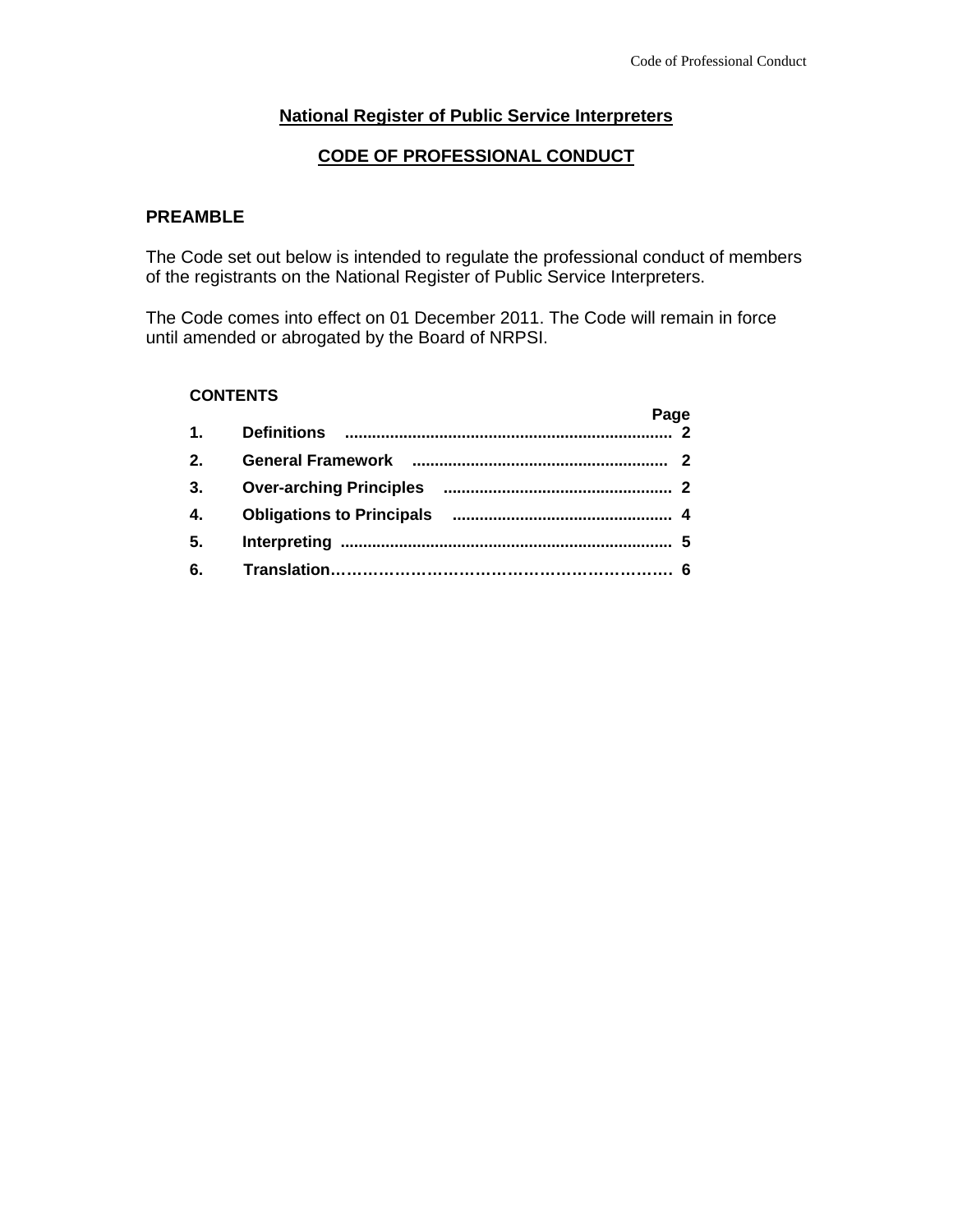# National Register of Public Service Interpreters

## CODE OF PROFESSIONAL CONDUCT

### PREAMBLE

The Code set out below is intended to regulate the professional conduct of members of the registrants on the National Register of Public Service Interpreters.

The Code comes into effect on 01 December 2011. The Code will remain in force until amended or abrogated by the Board of NRPSI.

**CONTENTS**

| | | Page |
|---|---|---|
| **1.** | **Definitions** | **2** |
| **2.** | **General Framework** | **2** |
| **3.** | **Over-arching Principles** | **2** |
| **4.** | **Obligations to Principals** | **4** |
| **5.** | **Interpreting** | **5** |
| **6.** | **Translation** | **6** |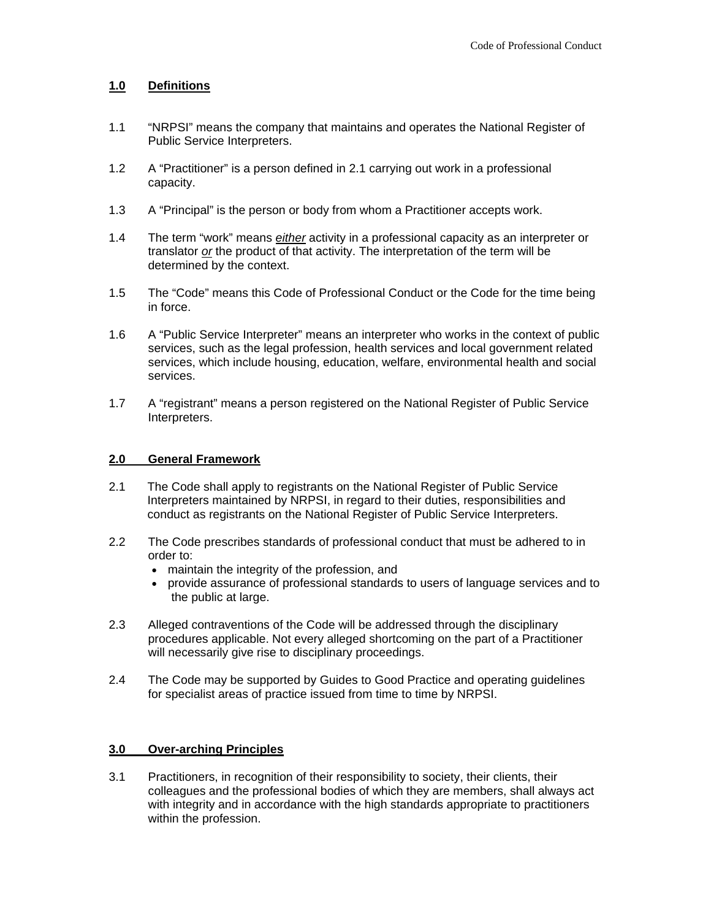## 1.0 Definitions

1.1 "NRPSI" means the company that maintains and operates the National Register of Public Service Interpreters.

1.2 A "Practitioner" is a person defined in 2.1 carrying out work in a professional capacity.

1.3 A "Principal" is the person or body from whom a Practitioner accepts work.

1.4 The term "work" means *either* activity in a professional capacity as an interpreter or translator *or* the product of that activity. The interpretation of the term will be determined by the context.

1.5 The "Code" means this Code of Professional Conduct or the Code for the time being in force.

1.6 A "Public Service Interpreter" means an interpreter who works in the context of public services, such as the legal profession, health services and local government related services, which include housing, education, welfare, environmental health and social services.

1.7 A "registrant" means a person registered on the National Register of Public Service Interpreters.

## 2.0 General Framework

2.1 The Code shall apply to registrants on the National Register of Public Service Interpreters maintained by NRPSI, in regard to their duties, responsibilities and conduct as registrants on the National Register of Public Service Interpreters.

2.2 The Code prescribes standards of professional conduct that must be adhered to in order to:

- maintain the integrity of the profession, and
- provide assurance of professional standards to users of language services and to the public at large.

2.3 Alleged contraventions of the Code will be addressed through the disciplinary procedures applicable. Not every alleged shortcoming on the part of a Practitioner will necessarily give rise to disciplinary proceedings.

2.4 The Code may be supported by Guides to Good Practice and operating guidelines for specialist areas of practice issued from time to time by NRPSI.

## 3.0 Over-arching Principles

3.1 Practitioners, in recognition of their responsibility to society, their clients, their colleagues and the professional bodies of which they are members, shall always act with integrity and in accordance with the high standards appropriate to practitioners within the profession.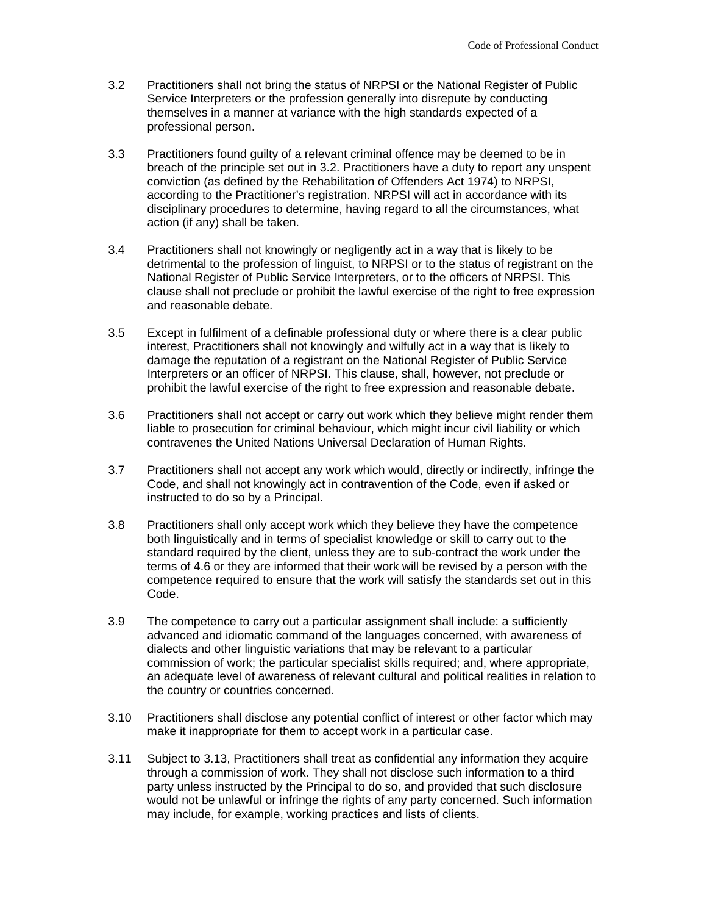3.2 Practitioners shall not bring the status of NRPSI or the National Register of Public Service Interpreters or the profession generally into disrepute by conducting themselves in a manner at variance with the high standards expected of a professional person.

3.3 Practitioners found guilty of a relevant criminal offence may be deemed to be in breach of the principle set out in 3.2. Practitioners have a duty to report any unspent conviction (as defined by the Rehabilitation of Offenders Act 1974) to NRPSI, according to the Practitioner's registration. NRPSI will act in accordance with its disciplinary procedures to determine, having regard to all the circumstances, what action (if any) shall be taken.

3.4 Practitioners shall not knowingly or negligently act in a way that is likely to be detrimental to the profession of linguist, to NRPSI or to the status of registrant on the National Register of Public Service Interpreters, or to the officers of NRPSI. This clause shall not preclude or prohibit the lawful exercise of the right to free expression and reasonable debate.

3.5 Except in fulfilment of a definable professional duty or where there is a clear public interest, Practitioners shall not knowingly and wilfully act in a way that is likely to damage the reputation of a registrant on the National Register of Public Service Interpreters or an officer of NRPSI. This clause, shall, however, not preclude or prohibit the lawful exercise of the right to free expression and reasonable debate.

3.6 Practitioners shall not accept or carry out work which they believe might render them liable to prosecution for criminal behaviour, which might incur civil liability or which contravenes the United Nations Universal Declaration of Human Rights.

3.7 Practitioners shall not accept any work which would, directly or indirectly, infringe the Code, and shall not knowingly act in contravention of the Code, even if asked or instructed to do so by a Principal.

3.8 Practitioners shall only accept work which they believe they have the competence both linguistically and in terms of specialist knowledge or skill to carry out to the standard required by the client, unless they are to sub-contract the work under the terms of 4.6 or they are informed that their work will be revised by a person with the competence required to ensure that the work will satisfy the standards set out in this Code.

3.9 The competence to carry out a particular assignment shall include: a sufficiently advanced and idiomatic command of the languages concerned, with awareness of dialects and other linguistic variations that may be relevant to a particular commission of work; the particular specialist skills required; and, where appropriate, an adequate level of awareness of relevant cultural and political realities in relation to the country or countries concerned.

3.10 Practitioners shall disclose any potential conflict of interest or other factor which may make it inappropriate for them to accept work in a particular case.

3.11 Subject to 3.13, Practitioners shall treat as confidential any information they acquire through a commission of work. They shall not disclose such information to a third party unless instructed by the Principal to do so, and provided that such disclosure would not be unlawful or infringe the rights of any party concerned. Such information may include, for example, working practices and lists of clients.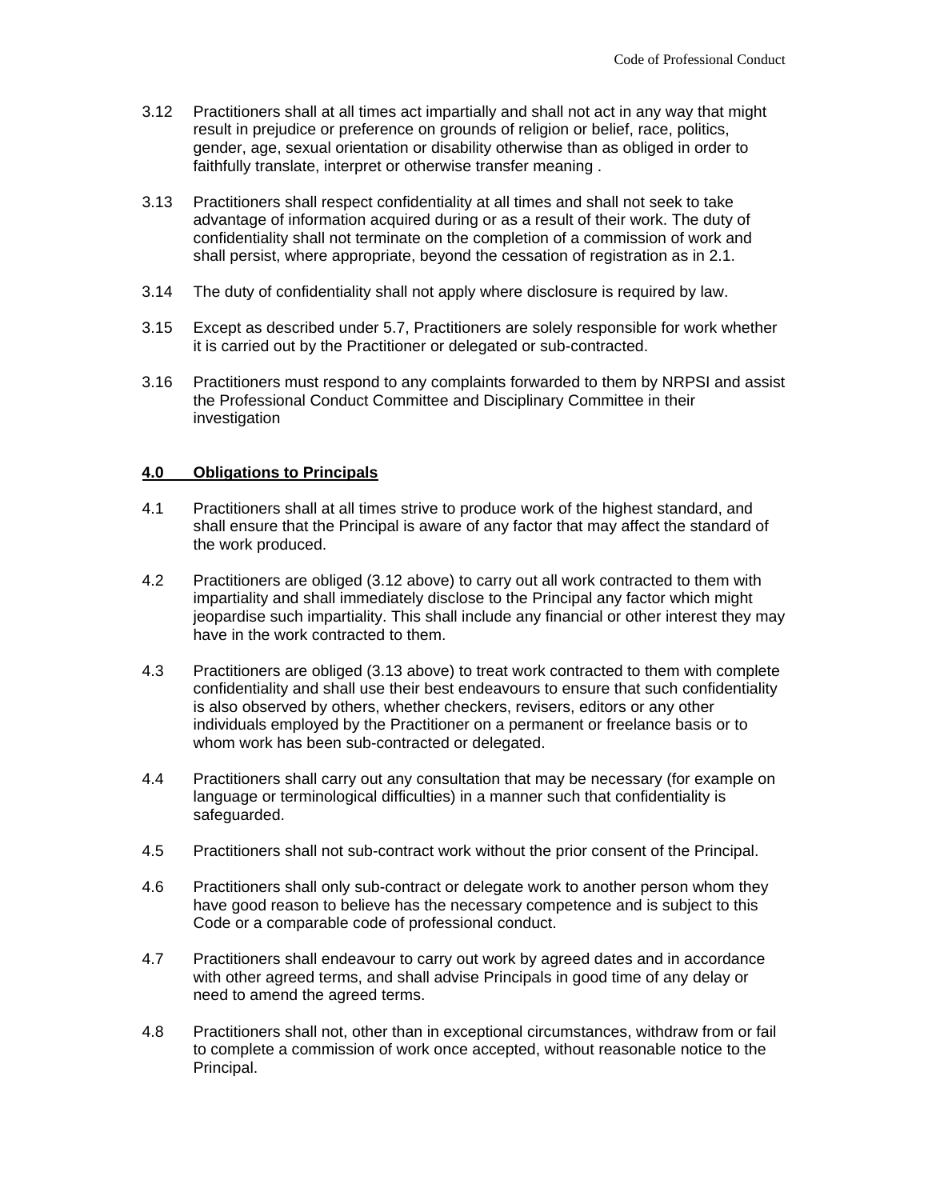3.12 Practitioners shall at all times act impartially and shall not act in any way that might result in prejudice or preference on grounds of religion or belief, race, politics, gender, age, sexual orientation or disability otherwise than as obliged in order to faithfully translate, interpret or otherwise transfer meaning .

3.13 Practitioners shall respect confidentiality at all times and shall not seek to take advantage of information acquired during or as a result of their work. The duty of confidentiality shall not terminate on the completion of a commission of work and shall persist, where appropriate, beyond the cessation of registration as in 2.1.

3.14 The duty of confidentiality shall not apply where disclosure is required by law.

3.15 Except as described under 5.7, Practitioners are solely responsible for work whether it is carried out by the Practitioner or delegated or sub-contracted.

3.16 Practitioners must respond to any complaints forwarded to them by NRPSI and assist the Professional Conduct Committee and Disciplinary Committee in their investigation

## 4.0 Obligations to Principals

4.1 Practitioners shall at all times strive to produce work of the highest standard, and shall ensure that the Principal is aware of any factor that may affect the standard of the work produced.

4.2 Practitioners are obliged (3.12 above) to carry out all work contracted to them with impartiality and shall immediately disclose to the Principal any factor which might jeopardise such impartiality. This shall include any financial or other interest they may have in the work contracted to them.

4.3 Practitioners are obliged (3.13 above) to treat work contracted to them with complete confidentiality and shall use their best endeavours to ensure that such confidentiality is also observed by others, whether checkers, revisers, editors or any other individuals employed by the Practitioner on a permanent or freelance basis or to whom work has been sub-contracted or delegated.

4.4 Practitioners shall carry out any consultation that may be necessary (for example on language or terminological difficulties) in a manner such that confidentiality is safeguarded.

4.5 Practitioners shall not sub-contract work without the prior consent of the Principal.

4.6 Practitioners shall only sub-contract or delegate work to another person whom they have good reason to believe has the necessary competence and is subject to this Code or a comparable code of professional conduct.

4.7 Practitioners shall endeavour to carry out work by agreed dates and in accordance with other agreed terms, and shall advise Principals in good time of any delay or need to amend the agreed terms.

4.8 Practitioners shall not, other than in exceptional circumstances, withdraw from or fail to complete a commission of work once accepted, without reasonable notice to the Principal.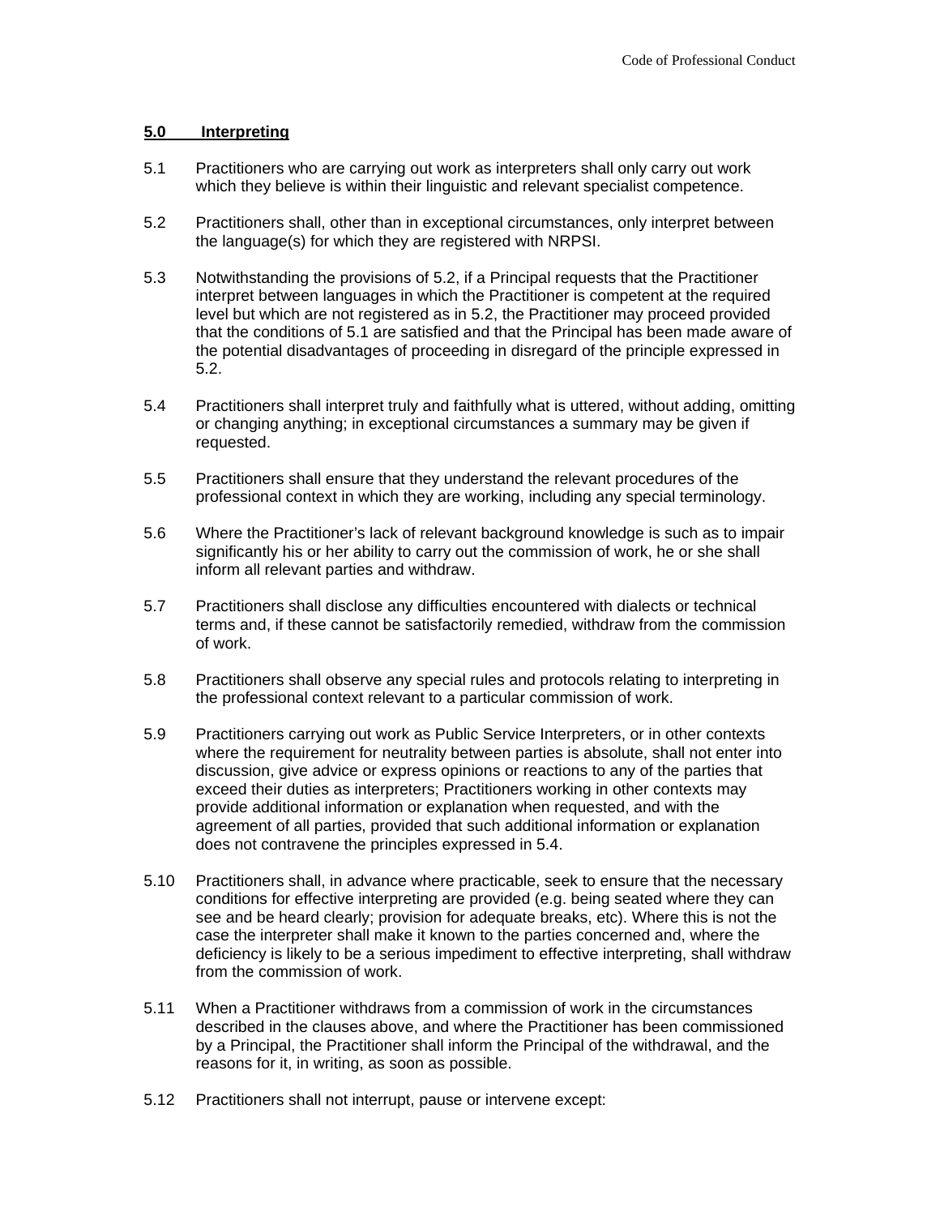## 5.0 Interpreting

5.1 Practitioners who are carrying out work as interpreters shall only carry out work which they believe is within their linguistic and relevant specialist competence.

5.2 Practitioners shall, other than in exceptional circumstances, only interpret between the language(s) for which they are registered with NRPSI.

5.3 Notwithstanding the provisions of 5.2, if a Principal requests that the Practitioner interpret between languages in which the Practitioner is competent at the required level but which are not registered as in 5.2, the Practitioner may proceed provided that the conditions of 5.1 are satisfied and that the Principal has been made aware of the potential disadvantages of proceeding in disregard of the principle expressed in 5.2.

5.4 Practitioners shall interpret truly and faithfully what is uttered, without adding, omitting or changing anything; in exceptional circumstances a summary may be given if requested.

5.5 Practitioners shall ensure that they understand the relevant procedures of the professional context in which they are working, including any special terminology.

5.6 Where the Practitioner's lack of relevant background knowledge is such as to impair significantly his or her ability to carry out the commission of work, he or she shall inform all relevant parties and withdraw.

5.7 Practitioners shall disclose any difficulties encountered with dialects or technical terms and, if these cannot be satisfactorily remedied, withdraw from the commission of work.

5.8 Practitioners shall observe any special rules and protocols relating to interpreting in the professional context relevant to a particular commission of work.

5.9 Practitioners carrying out work as Public Service Interpreters, or in other contexts where the requirement for neutrality between parties is absolute, shall not enter into discussion, give advice or express opinions or reactions to any of the parties that exceed their duties as interpreters; Practitioners working in other contexts may provide additional information or explanation when requested, and with the agreement of all parties, provided that such additional information or explanation does not contravene the principles expressed in 5.4.

5.10 Practitioners shall, in advance where practicable, seek to ensure that the necessary conditions for effective interpreting are provided (e.g. being seated where they can see and be heard clearly; provision for adequate breaks, etc). Where this is not the case the interpreter shall make it known to the parties concerned and, where the deficiency is likely to be a serious impediment to effective interpreting, shall withdraw from the commission of work.

5.11 When a Practitioner withdraws from a commission of work in the circumstances described in the clauses above, and where the Practitioner has been commissioned by a Principal, the Practitioner shall inform the Principal of the withdrawal, and the reasons for it, in writing, as soon as possible.

5.12 Practitioners shall not interrupt, pause or intervene except: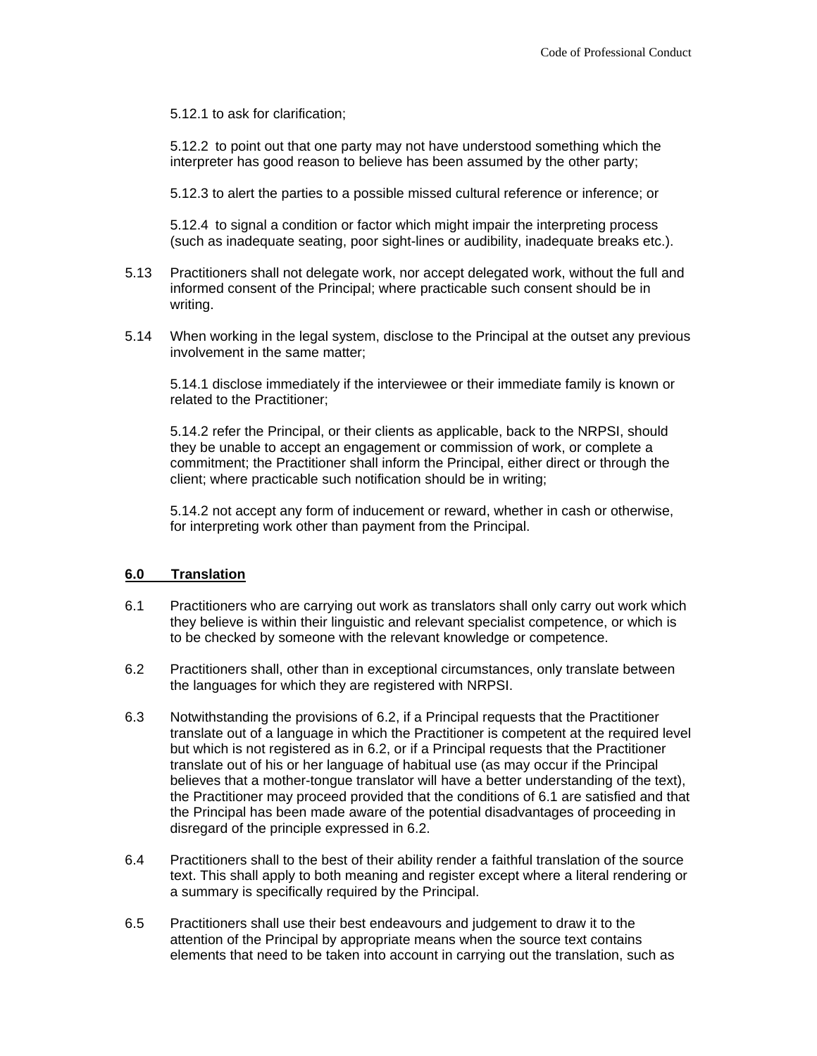5.12.1 to ask for clarification;

5.12.2 to point out that one party may not have understood something which the interpreter has good reason to believe has been assumed by the other party;

5.12.3 to alert the parties to a possible missed cultural reference or inference; or

5.12.4 to signal a condition or factor which might impair the interpreting process (such as inadequate seating, poor sight-lines or audibility, inadequate breaks etc.).

5.13 Practitioners shall not delegate work, nor accept delegated work, without the full and informed consent of the Principal; where practicable such consent should be in writing.

5.14 When working in the legal system, disclose to the Principal at the outset any previous involvement in the same matter;

5.14.1 disclose immediately if the interviewee or their immediate family is known or related to the Practitioner;

5.14.2 refer the Principal, or their clients as applicable, back to the NRPSI, should they be unable to accept an engagement or commission of work, or complete a commitment; the Practitioner shall inform the Principal, either direct or through the client; where practicable such notification should be in writing;

5.14.2 not accept any form of inducement or reward, whether in cash or otherwise, for interpreting work other than payment from the Principal.

## 6.0 Translation

6.1 Practitioners who are carrying out work as translators shall only carry out work which they believe is within their linguistic and relevant specialist competence, or which is to be checked by someone with the relevant knowledge or competence.

6.2 Practitioners shall, other than in exceptional circumstances, only translate between the languages for which they are registered with NRPSI.

6.3 Notwithstanding the provisions of 6.2, if a Principal requests that the Practitioner translate out of a language in which the Practitioner is competent at the required level but which is not registered as in 6.2, or if a Principal requests that the Practitioner translate out of his or her language of habitual use (as may occur if the Principal believes that a mother-tongue translator will have a better understanding of the text), the Practitioner may proceed provided that the conditions of 6.1 are satisfied and that the Principal has been made aware of the potential disadvantages of proceeding in disregard of the principle expressed in 6.2.

6.4 Practitioners shall to the best of their ability render a faithful translation of the source text. This shall apply to both meaning and register except where a literal rendering or a summary is specifically required by the Principal.

6.5 Practitioners shall use their best endeavours and judgement to draw it to the attention of the Principal by appropriate means when the source text contains elements that need to be taken into account in carrying out the translation, such as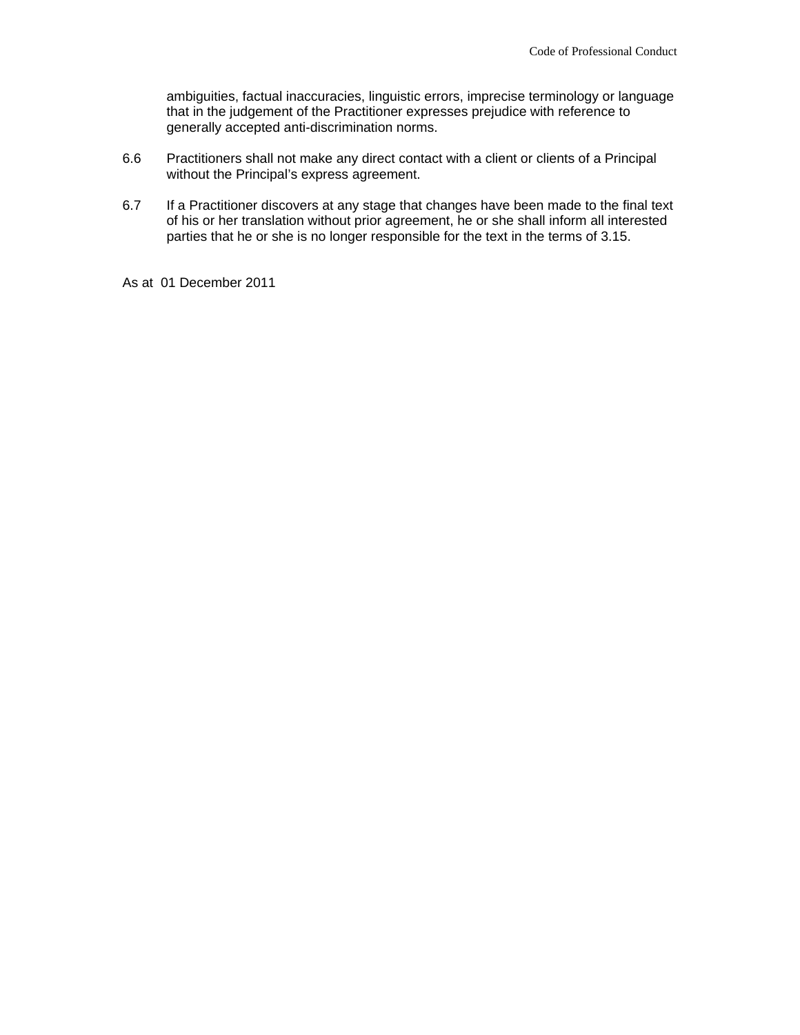ambiguities, factual inaccuracies, linguistic errors, imprecise terminology or language that in the judgement of the Practitioner expresses prejudice with reference to generally accepted anti-discrimination norms.

6.6 Practitioners shall not make any direct contact with a client or clients of a Principal without the Principal's express agreement.

6.7 If a Practitioner discovers at any stage that changes have been made to the final text of his or her translation without prior agreement, he or she shall inform all interested parties that he or she is no longer responsible for the text in the terms of 3.15.

As at 01 December 2011